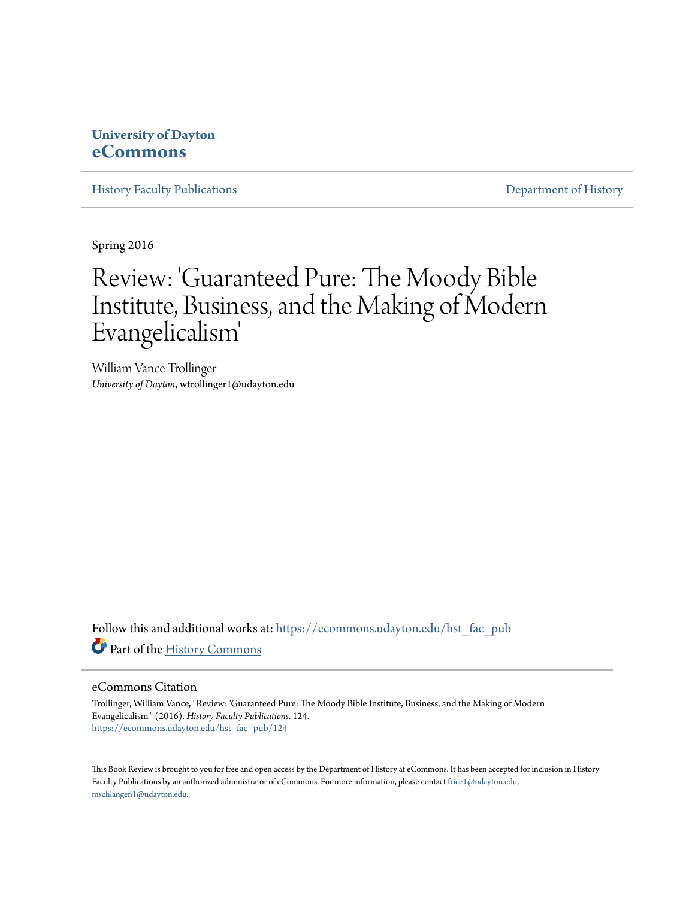**University of Dayton**
**eCommons**

History Faculty Publications | Department of History

Spring 2016

# Review: 'Guaranteed Pure: The Moody Bible Institute, Business, and the Making of Modern Evangelicalism'

William Vance Trollinger
*University of Dayton*, wtrollinger1@udayton.edu

Follow this and additional works at: https://ecommons.udayton.edu/hst_fac_pub

Part of the History Commons

## eCommons Citation

Trollinger, William Vance, "Review: 'Guaranteed Pure: The Moody Bible Institute, Business, and the Making of Modern Evangelicalism'" (2016). *History Faculty Publications*. 124.
https://ecommons.udayton.edu/hst_fac_pub/124

This Book Review is brought to you for free and open access by the Department of History at eCommons. It has been accepted for inclusion in History Faculty Publications by an authorized administrator of eCommons. For more information, please contact frice1@udayton.edu, mschlangen1@udayton.edu.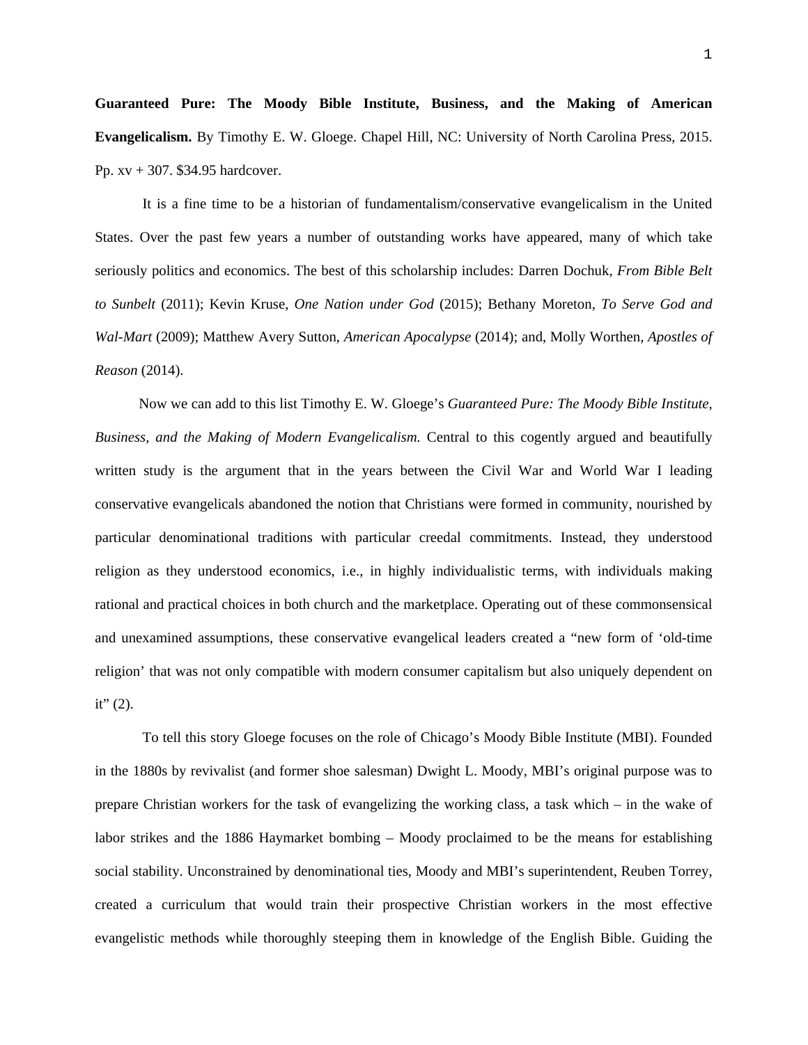**Guaranteed Pure: The Moody Bible Institute, Business, and the Making of American Evangelicalism.** By Timothy E. W. Gloege. Chapel Hill, NC: University of North Carolina Press, 2015. Pp. xv + 307. $34.95 hardcover.

It is a fine time to be a historian of fundamentalism/conservative evangelicalism in the United States. Over the past few years a number of outstanding works have appeared, many of which take seriously politics and economics. The best of this scholarship includes: Darren Dochuk, *From Bible Belt to Sunbelt* (2011); Kevin Kruse, *One Nation under God* (2015); Bethany Moreton, *To Serve God and Wal-Mart* (2009); Matthew Avery Sutton, *American Apocalypse* (2014); and, Molly Worthen, *Apostles of Reason* (2014).

Now we can add to this list Timothy E. W. Gloege's *Guaranteed Pure: The Moody Bible Institute, Business, and the Making of Modern Evangelicalism.* Central to this cogently argued and beautifully written study is the argument that in the years between the Civil War and World War I leading conservative evangelicals abandoned the notion that Christians were formed in community, nourished by particular denominational traditions with particular creedal commitments. Instead, they understood religion as they understood economics, i.e., in highly individualistic terms, with individuals making rational and practical choices in both church and the marketplace. Operating out of these commonsensical and unexamined assumptions, these conservative evangelical leaders created a "new form of 'old-time religion' that was not only compatible with modern consumer capitalism but also uniquely dependent on it" (2).

To tell this story Gloege focuses on the role of Chicago's Moody Bible Institute (MBI). Founded in the 1880s by revivalist (and former shoe salesman) Dwight L. Moody, MBI's original purpose was to prepare Christian workers for the task of evangelizing the working class, a task which – in the wake of labor strikes and the 1886 Haymarket bombing – Moody proclaimed to be the means for establishing social stability. Unconstrained by denominational ties, Moody and MBI's superintendent, Reuben Torrey, created a curriculum that would train their prospective Christian workers in the most effective evangelistic methods while thoroughly steeping them in knowledge of the English Bible. Guiding the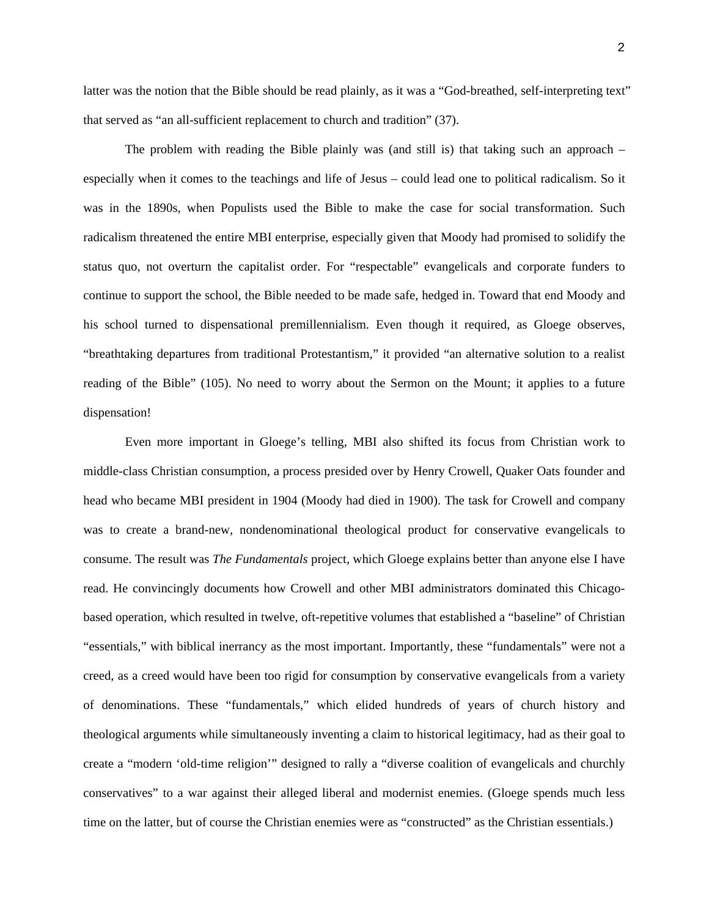latter was the notion that the Bible should be read plainly, as it was a “God-breathed, self-interpreting text” that served as “an all-sufficient replacement to church and tradition” (37).

The problem with reading the Bible plainly was (and still is) that taking such an approach – especially when it comes to the teachings and life of Jesus – could lead one to political radicalism. So it was in the 1890s, when Populists used the Bible to make the case for social transformation. Such radicalism threatened the entire MBI enterprise, especially given that Moody had promised to solidify the status quo, not overturn the capitalist order. For “respectable” evangelicals and corporate funders to continue to support the school, the Bible needed to be made safe, hedged in. Toward that end Moody and his school turned to dispensational premillennialism. Even though it required, as Gloege observes, “breathtaking departures from traditional Protestantism,” it provided “an alternative solution to a realist reading of the Bible” (105). No need to worry about the Sermon on the Mount; it applies to a future dispensation!

Even more important in Gloege’s telling, MBI also shifted its focus from Christian work to middle-class Christian consumption, a process presided over by Henry Crowell, Quaker Oats founder and head who became MBI president in 1904 (Moody had died in 1900). The task for Crowell and company was to create a brand-new, nondenominational theological product for conservative evangelicals to consume. The result was *The Fundamentals* project, which Gloege explains better than anyone else I have read. He convincingly documents how Crowell and other MBI administrators dominated this Chicago-based operation, which resulted in twelve, oft-repetitive volumes that established a “baseline” of Christian “essentials,” with biblical inerrancy as the most important. Importantly, these “fundamentals” were not a creed, as a creed would have been too rigid for consumption by conservative evangelicals from a variety of denominations. These “fundamentals,” which elided hundreds of years of church history and theological arguments while simultaneously inventing a claim to historical legitimacy, had as their goal to create a “modern ‘old-time religion’” designed to rally a “diverse coalition of evangelicals and churchly conservatives” to a war against their alleged liberal and modernist enemies. (Gloege spends much less time on the latter, but of course the Christian enemies were as “constructed” as the Christian essentials.)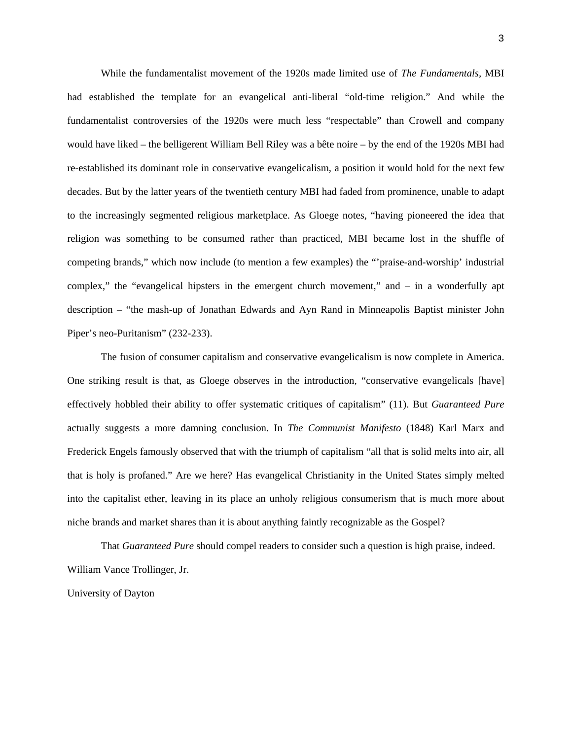While the fundamentalist movement of the 1920s made limited use of *The Fundamentals,* MBI had established the template for an evangelical anti-liberal "old-time religion." And while the fundamentalist controversies of the 1920s were much less "respectable" than Crowell and company would have liked – the belligerent William Bell Riley was a bête noire – by the end of the 1920s MBI had re-established its dominant role in conservative evangelicalism, a position it would hold for the next few decades. But by the latter years of the twentieth century MBI had faded from prominence, unable to adapt to the increasingly segmented religious marketplace. As Gloege notes, "having pioneered the idea that religion was something to be consumed rather than practiced, MBI became lost in the shuffle of competing brands," which now include (to mention a few examples) the "'praise-and-worship' industrial complex," the "evangelical hipsters in the emergent church movement," and – in a wonderfully apt description – "the mash-up of Jonathan Edwards and Ayn Rand in Minneapolis Baptist minister John Piper's neo-Puritanism" (232-233).

The fusion of consumer capitalism and conservative evangelicalism is now complete in America. One striking result is that, as Gloege observes in the introduction, "conservative evangelicals [have] effectively hobbled their ability to offer systematic critiques of capitalism" (11). But *Guaranteed Pure* actually suggests a more damning conclusion. In *The Communist Manifesto* (1848) Karl Marx and Frederick Engels famously observed that with the triumph of capitalism "all that is solid melts into air, all that is holy is profaned." Are we here? Has evangelical Christianity in the United States simply melted into the capitalist ether, leaving in its place an unholy religious consumerism that is much more about niche brands and market shares than it is about anything faintly recognizable as the Gospel?

That *Guaranteed Pure* should compel readers to consider such a question is high praise, indeed.

William Vance Trollinger, Jr.

University of Dayton